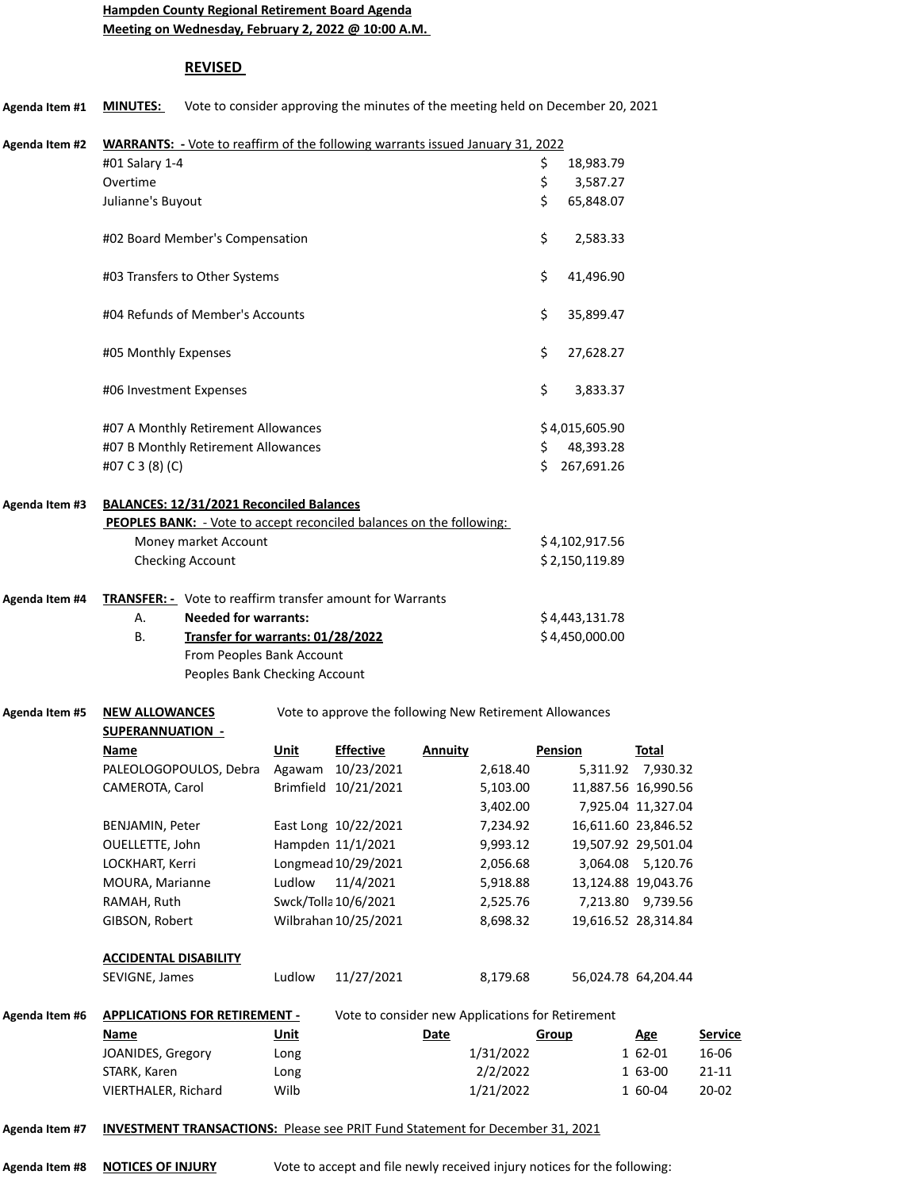**Hampden County Regional Retirement Board Agenda**
**Meeting on Wednesday, February 2, 2022 @ 10:00 A.M.**

**REVISED**

**Agenda Item #1** **MINUTES:** Vote to consider approving the minutes of the meeting held on December 20, 2021

**Agenda Item #2** **WARRANTS: - Vote to reaffirm of the following warrants issued January 31, 2022**

| | |
|---|---|
| #01 Salary 1-4 | $ 18,983.79 |
| Overtime | $ 3,587.27 |
| Julianne's Buyout | $ 65,848.07 |
| #02 Board Member's Compensation | $ 2,583.33 |
| #03 Transfers to Other Systems | $ 41,496.90 |
| #04 Refunds of Member's Accounts | $ 35,899.47 |
| #05 Monthly Expenses | $ 27,628.27 |
| #06 Investment Expenses | $ 3,833.37 |
| #07 A Monthly Retirement Allowances | $ 4,015,605.90 |
| #07 B Monthly Retirement Allowances | $ 48,393.28 |
| #07 C 3 (8) (C) | $ 267,691.26 |

**Agenda Item #3** **BALANCES: 12/31/2021 Reconciled Balances**

**PEOPLES BANK: - Vote to accept reconciled balances on the following:**

| | |
|---|---|
| Money market Account | $ 4,102,917.56 |
| Checking Account | $ 2,150,119.89 |

**Agenda Item #4** **TRANSFER: -** Vote to reaffirm transfer amount for Warrants

| | | |
|---|---|---|
| A. | **Needed for warrants:** | $ 4,443,131.78 |
| B. | **Transfer for warrants: 01/28/2022** | $ 4,450,000.00 |
| | From Peoples Bank Account | |
| | Peoples Bank Checking Account | |

**Agenda Item #5** **NEW ALLOWANCES** Vote to approve the following New Retirement Allowances

**SUPERANNUATION -**

| Name | Unit | Effective | Annuity | Pension | Total |
|---|---|---|---|---|---|
| PALEOLOGOPOULOS, Debra | Agawam | 10/23/2021 | 2,618.40 | 5,311.92 | 7,930.32 |
| CAMEROTA, Carol | Brimfield | 10/21/2021 | 5,103.00 | 11,887.56 | 16,990.56 |
| | | | 3,402.00 | 7,925.04 | 11,327.04 |
| BENJAMIN, Peter | East Long | 10/22/2021 | 7,234.92 | 16,611.60 | 23,846.52 |
| OUELLETTE, John | Hampden | 11/1/2021 | 9,993.12 | 19,507.92 | 29,501.04 |
| LOCKHART, Kerri | Longmead | 10/29/2021 | 2,056.68 | 3,064.08 | 5,120.76 |
| MOURA, Marianne | Ludlow | 11/4/2021 | 5,918.88 | 13,124.88 | 19,043.76 |
| RAMAH, Ruth | Swck/Tolla | 10/6/2021 | 2,525.76 | 7,213.80 | 9,739.56 |
| GIBSON, Robert | Wilbrahan | 10/25/2021 | 8,698.32 | 19,616.52 | 28,314.84 |

**ACCIDENTAL DISABILITY**

| Name | Unit | Effective | Annuity | Pension | Total |
|---|---|---|---|---|---|
| SEVIGNE, James | Ludlow | 11/27/2021 | 8,179.68 | 56,024.78 | 64,204.44 |

**Agenda Item #6** **APPLICATIONS FOR RETIREMENT -** Vote to consider new Applications for Retirement

| Name | Unit | Date | Group | Age | Service |
|---|---|---|---|---|---|
| JOANIDES, Gregory | Long | 1/31/2022 | 1 | 62-01 | 16-06 |
| STARK, Karen | Long | 2/2/2022 | 1 | 63-00 | 21-11 |
| VIERTHALER, Richard | Wilb | 1/21/2022 | 1 | 60-04 | 20-02 |

**Agenda Item #7** **INVESTMENT TRANSACTIONS:** Please see PRIT Fund Statement for December 31, 2021

**Agenda Item #8** **NOTICES OF INJURY** Vote to accept and file newly received injury notices for the following: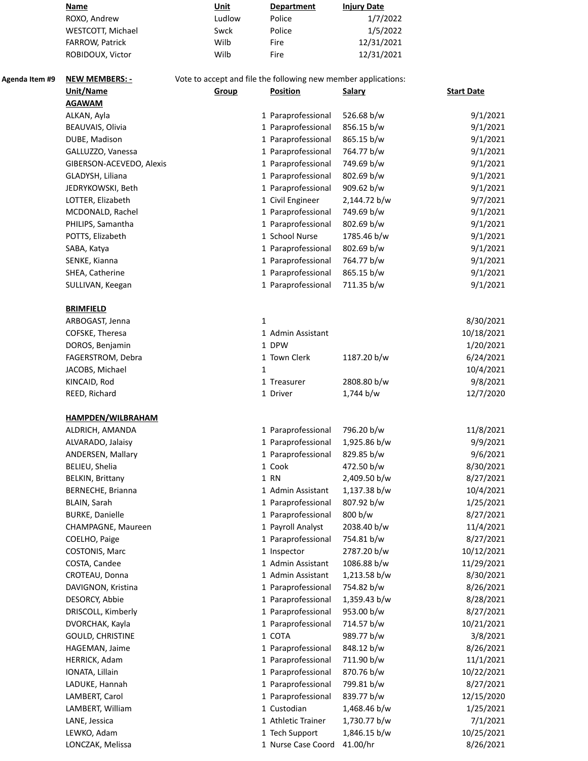| Name | Unit | Department | Injury Date |
|---|---|---|---|
| ROXO, Andrew | Ludlow | Police | 1/7/2022 |
| WESTCOTT, Michael | Swck | Police | 1/5/2022 |
| FARROW, Patrick | Wilb | Fire | 12/31/2021 |
| ROBIDOUX, Victor | Wilb | Fire | 12/31/2021 |

**Agenda Item #9** **NEW MEMBERS: -** Vote to accept and file the following new member applications:

| Unit/Name | Group | Position | Salary | Start Date |
|---|---|---|---|---|
| **AGAWAM** | | | | |
| ALKAN, Ayla | 1 | Paraprofessional | 526.68 b/w | 9/1/2021 |
| BEAUVAIS, Olivia | 1 | Paraprofessional | 856.15 b/w | 9/1/2021 |
| DUBE, Madison | 1 | Paraprofessional | 865.15 b/w | 9/1/2021 |
| GALLUZZO, Vanessa | 1 | Paraprofessional | 764.77 b/w | 9/1/2021 |
| GIBERSON-ACEVEDO, Alexis | 1 | Paraprofessional | 749.69 b/w | 9/1/2021 |
| GLADYSH, Liliana | 1 | Paraprofessional | 802.69 b/w | 9/1/2021 |
| JEDRYKOWSKI, Beth | 1 | Paraprofessional | 909.62 b/w | 9/1/2021 |
| LOTTER, Elizabeth | 1 | Civil Engineer | 2,144.72 b/w | 9/7/2021 |
| MCDONALD, Rachel | 1 | Paraprofessional | 749.69 b/w | 9/1/2021 |
| PHILIPS, Samantha | 1 | Paraprofessional | 802.69 b/w | 9/1/2021 |
| POTTS, Elizabeth | 1 | School Nurse | 1785.46 b/w | 9/1/2021 |
| SABA, Katya | 1 | Paraprofessional | 802.69 b/w | 9/1/2021 |
| SENKE, Kianna | 1 | Paraprofessional | 764.77 b/w | 9/1/2021 |
| SHEA, Catherine | 1 | Paraprofessional | 865.15 b/w | 9/1/2021 |
| SULLIVAN, Keegan | 1 | Paraprofessional | 711.35 b/w | 9/1/2021 |
| | | | | |
| **BRIMFIELD** | | | | |
| ARBOGAST, Jenna | 1 | | | 8/30/2021 |
| COFSKE, Theresa | 1 | Admin Assistant | | 10/18/2021 |
| DOROS, Benjamin | 1 | DPW | | 1/20/2021 |
| FAGERSTROM, Debra | 1 | Town Clerk | 1187.20 b/w | 6/24/2021 |
| JACOBS, Michael | 1 | | | 10/4/2021 |
| KINCAID, Rod | 1 | Treasurer | 2808.80 b/w | 9/8/2021 |
| REED, Richard | 1 | Driver | 1,744 b/w | 12/7/2020 |
| | | | | |
| **HAMPDEN/WILBRAHAM** | | | | |
| ALDRICH, AMANDA | 1 | Paraprofessional | 796.20 b/w | 11/8/2021 |
| ALVARADO, Jalaisy | 1 | Paraprofessional | 1,925.86 b/w | 9/9/2021 |
| ANDERSEN, Mallary | 1 | Paraprofessional | 829.85 b/w | 9/6/2021 |
| BELIEU, Shelia | 1 | Cook | 472.50 b/w | 8/30/2021 |
| BELKIN, Brittany | 1 | RN | 2,409.50 b/w | 8/27/2021 |
| BERNECHE, Brianna | 1 | Admin Assistant | 1,137.38 b/w | 10/4/2021 |
| BLAIN, Sarah | 1 | Paraprofessional | 807.92 b/w | 1/25/2021 |
| BURKE, Danielle | 1 | Paraprofessional | 800 b/w | 8/27/2021 |
| CHAMPAGNE, Maureen | 1 | Payroll Analyst | 2038.40 b/w | 11/4/2021 |
| COELHO, Paige | 1 | Paraprofessional | 754.81 b/w | 8/27/2021 |
| COSTONIS, Marc | 1 | Inspector | 2787.20 b/w | 10/12/2021 |
| COSTA, Candee | 1 | Admin Assistant | 1086.88 b/w | 11/29/2021 |
| CROTEAU, Donna | 1 | Admin Assistant | 1,213.58 b/w | 8/30/2021 |
| DAVIGNON, Kristina | 1 | Paraprofessional | 754.82 b/w | 8/26/2021 |
| DESORCY, Abbie | 1 | Paraprofessional | 1,359.43 b/w | 8/28/2021 |
| DRISCOLL, Kimberly | 1 | Paraprofessional | 953.00 b/w | 8/27/2021 |
| DVORCHAK, Kayla | 1 | Paraprofessional | 714.57 b/w | 10/21/2021 |
| GOULD, CHRISTINE | 1 | COTA | 989.77 b/w | 3/8/2021 |
| HAGEMAN, Jaime | 1 | Paraprofessional | 848.12 b/w | 8/26/2021 |
| HERRICK, Adam | 1 | Paraprofessional | 711.90 b/w | 11/1/2021 |
| IONATA, Lillain | 1 | Paraprofessional | 870.76 b/w | 10/22/2021 |
| LADUKE, Hannah | 1 | Paraprofessional | 799.81 b/w | 8/27/2021 |
| LAMBERT, Carol | 1 | Paraprofessional | 839.77 b/w | 12/15/2020 |
| LAMBERT, William | 1 | Custodian | 1,468.46 b/w | 1/25/2021 |
| LANE, Jessica | 1 | Athletic Trainer | 1,730.77 b/w | 7/1/2021 |
| LEWKO, Adam | 1 | Tech Support | 1,846.15 b/w | 10/25/2021 |
| LONCZAK, Melissa | 1 | Nurse Case Coord | 41.00/hr | 8/26/2021 |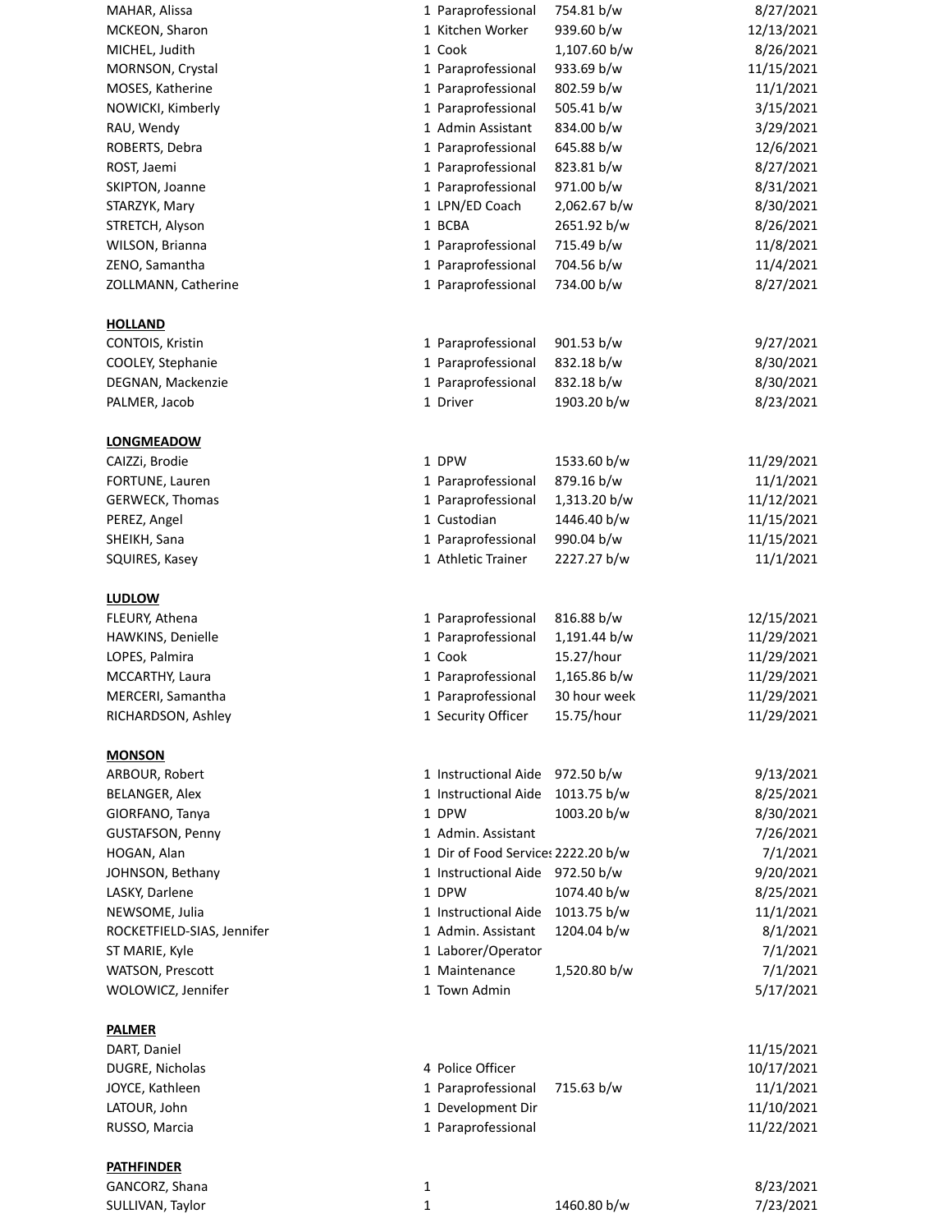| | | | | |
|---|---|---|---|---|
| MAHAR, Alissa | 1 | Paraprofessional | 754.81 b/w | 8/27/2021 |
| MCKEON, Sharon | 1 | Kitchen Worker | 939.60 b/w | 12/13/2021 |
| MICHEL, Judith | 1 | Cook | 1,107.60 b/w | 8/26/2021 |
| MORNSON, Crystal | 1 | Paraprofessional | 933.69 b/w | 11/15/2021 |
| MOSES, Katherine | 1 | Paraprofessional | 802.59 b/w | 11/1/2021 |
| NOWICKI, Kimberly | 1 | Paraprofessional | 505.41 b/w | 3/15/2021 |
| RAU, Wendy | 1 | Admin Assistant | 834.00 b/w | 3/29/2021 |
| ROBERTS, Debra | 1 | Paraprofessional | 645.88 b/w | 12/6/2021 |
| ROST, Jaemi | 1 | Paraprofessional | 823.81 b/w | 8/27/2021 |
| SKIPTON, Joanne | 1 | Paraprofessional | 971.00 b/w | 8/31/2021 |
| STARZYK, Mary | 1 | LPN/ED Coach | 2,062.67 b/w | 8/30/2021 |
| STRETCH, Alyson | 1 | BCBA | 2651.92 b/w | 8/26/2021 |
| WILSON, Brianna | 1 | Paraprofessional | 715.49 b/w | 11/8/2021 |
| ZENO, Samantha | 1 | Paraprofessional | 704.56 b/w | 11/4/2021 |
| ZOLLMANN, Catherine | 1 | Paraprofessional | 734.00 b/w | 8/27/2021 |
| | | | | |
| **HOLLAND** | | | | |
| CONTOIS, Kristin | 1 | Paraprofessional | 901.53 b/w | 9/27/2021 |
| COOLEY, Stephanie | 1 | Paraprofessional | 832.18 b/w | 8/30/2021 |
| DEGNAN, Mackenzie | 1 | Paraprofessional | 832.18 b/w | 8/30/2021 |
| PALMER, Jacob | 1 | Driver | 1903.20 b/w | 8/23/2021 |
| | | | | |
| **LONGMEADOW** | | | | |
| CAIZZi, Brodie | 1 | DPW | 1533.60 b/w | 11/29/2021 |
| FORTUNE, Lauren | 1 | Paraprofessional | 879.16 b/w | 11/1/2021 |
| GERWECK, Thomas | 1 | Paraprofessional | 1,313.20 b/w | 11/12/2021 |
| PEREZ, Angel | 1 | Custodian | 1446.40 b/w | 11/15/2021 |
| SHEIKH, Sana | 1 | Paraprofessional | 990.04 b/w | 11/15/2021 |
| SQUIRES, Kasey | 1 | Athletic Trainer | 2227.27 b/w | 11/1/2021 |
| | | | | |
| **LUDLOW** | | | | |
| FLEURY, Athena | 1 | Paraprofessional | 816.88 b/w | 12/15/2021 |
| HAWKINS, Denielle | 1 | Paraprofessional | 1,191.44 b/w | 11/29/2021 |
| LOPES, Palmira | 1 | Cook | 15.27/hour | 11/29/2021 |
| MCCARTHY, Laura | 1 | Paraprofessional | 1,165.86 b/w | 11/29/2021 |
| MERCERI, Samantha | 1 | Paraprofessional | 30 hour week | 11/29/2021 |
| RICHARDSON, Ashley | 1 | Security Officer | 15.75/hour | 11/29/2021 |
| | | | | |
| **MONSON** | | | | |
| ARBOUR, Robert | 1 | Instructional Aide | 972.50 b/w | 9/13/2021 |
| BELANGER, Alex | 1 | Instructional Aide | 1013.75 b/w | 8/25/2021 |
| GIORFANO, Tanya | 1 | DPW | 1003.20 b/w | 8/30/2021 |
| GUSTAFSON, Penny | 1 | Admin. Assistant | | 7/26/2021 |
| HOGAN, Alan | 1 | Dir of Food Services | 2222.20 b/w | 7/1/2021 |
| JOHNSON, Bethany | 1 | Instructional Aide | 972.50 b/w | 9/20/2021 |
| LASKY, Darlene | 1 | DPW | 1074.40 b/w | 8/25/2021 |
| NEWSOME, Julia | 1 | Instructional Aide | 1013.75 b/w | 11/1/2021 |
| ROCKETFIELD-SIAS, Jennifer | 1 | Admin. Assistant | 1204.04 b/w | 8/1/2021 |
| ST MARIE, Kyle | 1 | Laborer/Operator | | 7/1/2021 |
| WATSON, Prescott | 1 | Maintenance | 1,520.80 b/w | 7/1/2021 |
| WOLOWICZ, Jennifer | 1 | Town Admin | | 5/17/2021 |
| | | | | |
| **PALMER** | | | | |
| DART, Daniel | | | | 11/15/2021 |
| DUGRE, Nicholas | 4 | Police Officer | | 10/17/2021 |
| JOYCE, Kathleen | 1 | Paraprofessional | 715.63 b/w | 11/1/2021 |
| LATOUR, John | 1 | Development Dir | | 11/10/2021 |
| RUSSO, Marcia | 1 | Paraprofessional | | 11/22/2021 |
| | | | | |
| **PATHFINDER** | | | | |
| GANCORZ, Shana | 1 | | | 8/23/2021 |
| SULLIVAN, Taylor | 1 | | 1460.80 b/w | 7/23/2021 |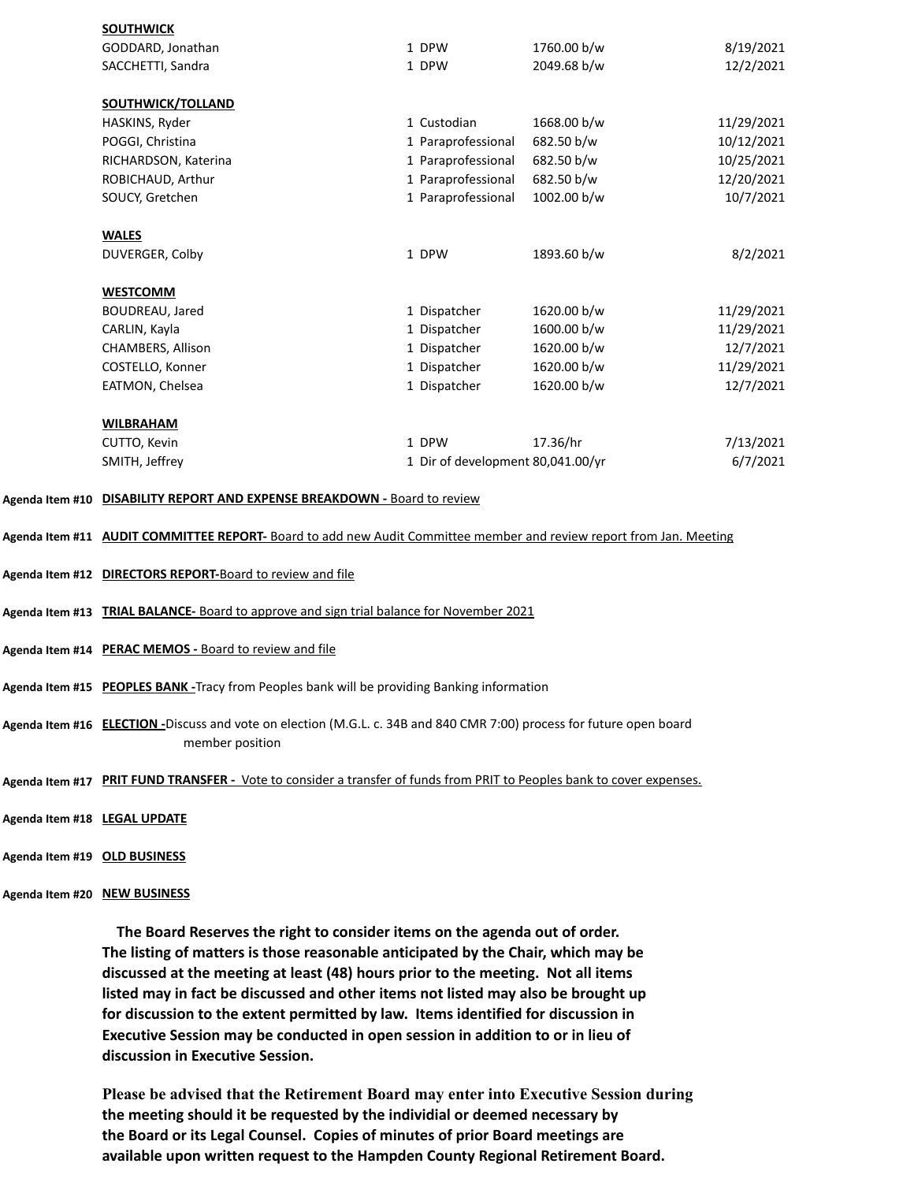| | | | |
|---|---|---|---|
| **SOUTHWICK** | | | |
| GODDARD, Jonathan | 1 DPW | 1760.00 b/w | 8/19/2021 |
| SACCHETTI, Sandra | 1 DPW | 2049.68 b/w | 12/2/2021 |
| **SOUTHWICK/TOLLAND** | | | |
| HASKINS, Ryder | 1 Custodian | 1668.00 b/w | 11/29/2021 |
| POGGI, Christina | 1 Paraprofessional | 682.50 b/w | 10/12/2021 |
| RICHARDSON, Katerina | 1 Paraprofessional | 682.50 b/w | 10/25/2021 |
| ROBICHAUD, Arthur | 1 Paraprofessional | 682.50 b/w | 12/20/2021 |
| SOUCY, Gretchen | 1 Paraprofessional | 1002.00 b/w | 10/7/2021 |
| **WALES** | | | |
| DUVERGER, Colby | 1 DPW | 1893.60 b/w | 8/2/2021 |
| **WESTCOMM** | | | |
| BOUDREAU, Jared | 1 Dispatcher | 1620.00 b/w | 11/29/2021 |
| CARLIN, Kayla | 1 Dispatcher | 1600.00 b/w | 11/29/2021 |
| CHAMBERS, Allison | 1 Dispatcher | 1620.00 b/w | 12/7/2021 |
| COSTELLO, Konner | 1 Dispatcher | 1620.00 b/w | 11/29/2021 |
| EATMON, Chelsea | 1 Dispatcher | 1620.00 b/w | 12/7/2021 |
| **WILBRAHAM** | | | |
| CUTTO, Kevin | 1 DPW | 17.36/hr | 7/13/2021 |
| SMITH, Jeffrey | 1 Dir of development | 80,041.00/yr | 6/7/2021 |

**Agenda Item #10** **DISABILITY REPORT AND EXPENSE BREAKDOWN -** Board to review

**Agenda Item #11** **AUDIT COMMITTEE REPORT-** Board to add new Audit Committee member and review report from Jan. Meeting

**Agenda Item #12** **DIRECTORS REPORT-**Board to review and file

**Agenda Item #13** **TRIAL BALANCE-** Board to approve and sign trial balance for November 2021

**Agenda Item #14** **PERAC MEMOS -** Board to review and file

**Agenda Item #15** **PEOPLES BANK -**Tracy from Peoples bank will be providing Banking information

**Agenda Item #16** **ELECTION -**Discuss and vote on election (M.G.L. c. 34B and 840 CMR 7:00) process for future open board member position

**Agenda Item #17** **PRIT FUND TRANSFER -** Vote to consider a transfer of funds from PRIT to Peoples bank to cover expenses.

**Agenda Item #18** **LEGAL UPDATE**

**Agenda Item #19** **OLD BUSINESS**

**Agenda Item #20** **NEW BUSINESS**

**The Board Reserves the right to consider items on the agenda out of order. The listing of matters is those reasonable anticipated by the Chair, which may be discussed at the meeting at least (48) hours prior to the meeting. Not all items listed may in fact be discussed and other items not listed may also be brought up for discussion to the extent permitted by law. Items identified for discussion in Executive Session may be conducted in open session in addition to or in lieu of discussion in Executive Session.**

**Please be advised that the Retirement Board may enter into Executive Session during the meeting should it be requested by the individial or deemed necessary by the Board or its Legal Counsel. Copies of minutes of prior Board meetings are available upon written request to the Hampden County Regional Retirement Board.**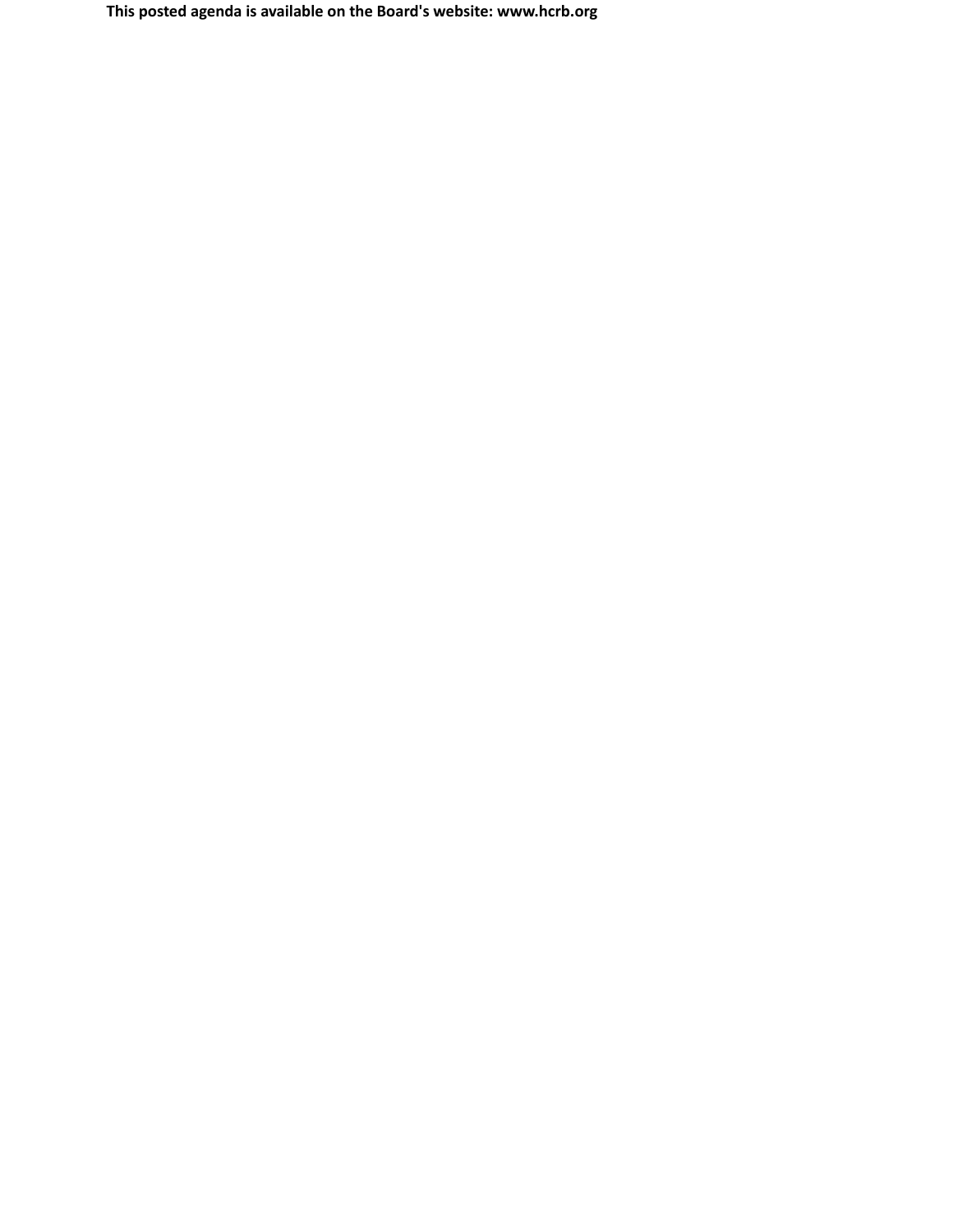**This posted agenda is available on the Board's website: www.hcrb.org**